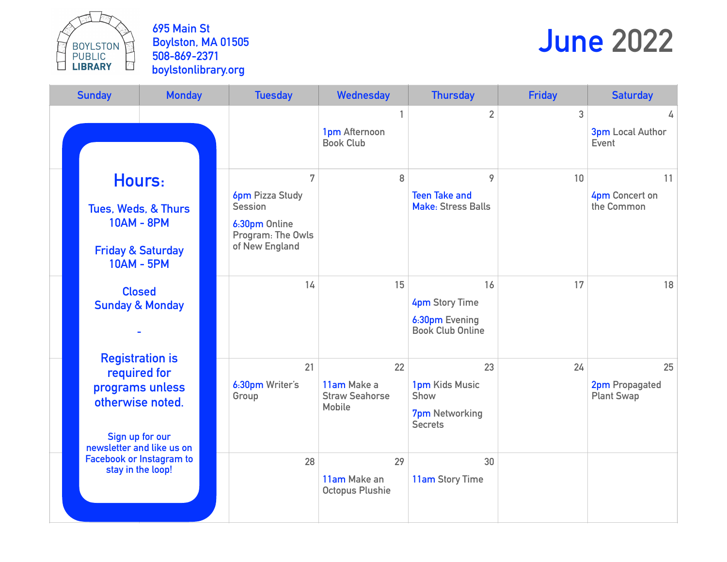BOYLSTON PUBLIC LIBRARY

695 Main St
Boylston, MA 01505
508-869-2371
boylstonlibrary.org

# June 2022

| Sunday | Monday | Tuesday | Wednesday | Thursday | Friday | Saturday |
|---|---|---|---|---|---|---|
| | | | 1<br>1pm Afternoon Book Club | 2 | 3 | 4<br>3pm Local Author Event |
| | | 7<br>6pm Pizza Study Session<br>6:30pm Online Program: The Owls of New England | 8 | 9<br>Teen Take and Make: Stress Balls | 10 | 11<br>4pm Concert on the Common |
| | | 14 | 15 | 16<br>4pm Story Time<br>6:30pm Evening Book Club Online | 17 | 18 |
| | | 21<br>6:30pm Writer's Group | 22<br>11am Make a Straw Seahorse Mobile | 23<br>1pm Kids Music Show<br>7pm Networking Secrets | 24 | 25<br>2pm Propagated Plant Swap |
| | | 28 | 29<br>11am Make an Octopus Plushie | 30<br>11am Story Time | | |

**Hours:**

Tues, Weds, & Thurs
10AM - 8PM

Friday & Saturday
10AM - 5PM

Closed
Sunday & Monday

-

Registration is required for programs unless otherwise noted.

Sign up for our newsletter and like us on Facebook or Instagram to stay in the loop!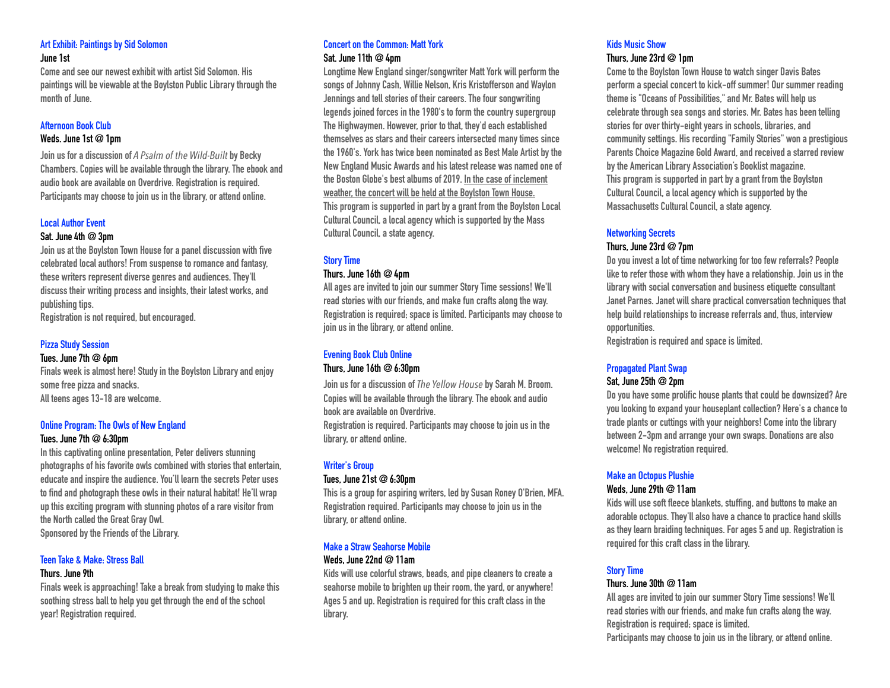### Art Exhibit: Paintings by Sid Solomon

**June 1st**

Come and see our newest exhibit with artist Sid Solomon. His paintings will be viewable at the Boylston Public Library through the month of June.

### Afternoon Book Club

**Weds. June 1st @ 1pm**

Join us for a discussion of *A Psalm of the Wild-Built* by Becky Chambers. Copies will be available through the library. The ebook and audio book are available on Overdrive. Registration is required. Participants may choose to join us in the library, or attend online.

### Local Author Event

**Sat. June 4th @ 3pm**

Join us at the Boylston Town House for a panel discussion with five celebrated local authors! From suspense to romance and fantasy, these writers represent diverse genres and audiences. They'll discuss their writing process and insights, their latest works, and publishing tips.

Registration is not required, but encouraged.

### Pizza Study Session

**Tues. June 7th @ 6pm**

Finals week is almost here! Study in the Boylston Library and enjoy some free pizza and snacks.

All teens ages 13-18 are welcome.

### Online Program: The Owls of New England

**Tues. June 7th @ 6:30pm**

In this captivating online presentation, Peter delivers stunning photographs of his favorite owls combined with stories that entertain, educate and inspire the audience. You'll learn the secrets Peter uses to find and photograph these owls in their natural habitat! He'll wrap up this exciting program with stunning photos of a rare visitor from the North called the Great Gray Owl.

Sponsored by the Friends of the Library.

### Teen Take & Make: Stress Ball

**Thurs. June 9th**

Finals week is approaching! Take a break from studying to make this soothing stress ball to help you get through the end of the school year! Registration required.

### Concert on the Common: Matt York

**Sat. June 11th @ 4pm**

Longtime New England singer/songwriter Matt York will perform the songs of Johnny Cash, Willie Nelson, Kris Kristofferson and Waylon Jennings and tell stories of their careers. The four songwriting legends joined forces in the 1980's to form the country supergroup The Highwaymen. However, prior to that, they'd each established themselves as stars and their careers intersected many times since the 1960's. York has twice been nominated as Best Male Artist by the New England Music Awards and his latest release was named one of the Boston Globe's best albums of 2019. <u>In the case of inclement weather, the concert will be held at the Boylston Town House.</u>

This program is supported in part by a grant from the Boylston Local Cultural Council, a local agency which is supported by the Mass Cultural Council, a state agency.

### Story Time

**Thurs. June 16th @ 4pm**

All ages are invited to join our summer Story Time sessions! We'll read stories with our friends, and make fun crafts along the way. Registration is required; space is limited. Participants may choose to join us in the library, or attend online.

### Evening Book Club Online

**Thurs. June 16th @ 6:30pm**

Join us for a discussion of *The Yellow House* by Sarah M. Broom. Copies will be available through the library. The ebook and audio book are available on Overdrive.

Registration is required. Participants may choose to join us in the library, or attend online.

### Writer's Group

**Tues, June 21st @ 6:30pm**

This is a group for aspiring writers, led by Susan Roney O'Brien, MFA. Registration required. Participants may choose to join us in the library, or attend online.

### Make a Straw Seahorse Mobile

**Weds, June 22nd @ 11am**

Kids will use colorful straws, beads, and pipe cleaners to create a seahorse mobile to brighten up their room, the yard, or anywhere! Ages 5 and up. Registration is required for this craft class in the library.

### Kids Music Show

**Thurs, June 23rd @ 1pm**

Come to the Boylston Town House to watch singer Davis Bates perform a special concert to kick-off summer! Our summer reading theme is "Oceans of Possibilities," and Mr. Bates will help us celebrate through sea songs and stories. Mr. Bates has been telling stories for over thirty-eight years in schools, libraries, and community settings. His recording "Family Stories" won a prestigious Parents Choice Magazine Gold Award, and received a starred review by the American Library Association's Booklist magazine.

This program is supported in part by a grant from the Boylston Cultural Council, a local agency which is supported by the Massachusetts Cultural Council, a state agency.

### Networking Secrets

**Thurs, June 23rd @ 7pm**

Do you invest a lot of time networking for too few referrals? People like to refer those with whom they have a relationship. Join us in the library with social conversation and business etiquette consultant Janet Parnes. Janet will share practical conversation techniques that help build relationships to increase referrals and, thus, interview opportunities.

Registration is required and space is limited.

### Propagated Plant Swap

**Sat, June 25th @ 2pm**

Do you have some prolific house plants that could be downsized? Are you looking to expand your houseplant collection? Here's a chance to trade plants or cuttings with your neighbors! Come into the library between 2-3pm and arrange your own swaps. Donations are also welcome! No registration required.

### Make an Octopus Plushie

**Weds, June 29th @ 11am**

Kids will use soft fleece blankets, stuffing, and buttons to make an adorable octopus. They'll also have a chance to practice hand skills as they learn braiding techniques. For ages 5 and up. Registration is required for this craft class in the library.

### Story Time

**Thurs. June 30th @ 11am**

All ages are invited to join our summer Story Time sessions! We'll read stories with our friends, and make fun crafts along the way. Registration is required; space is limited.

Participants may choose to join us in the library, or attend online.